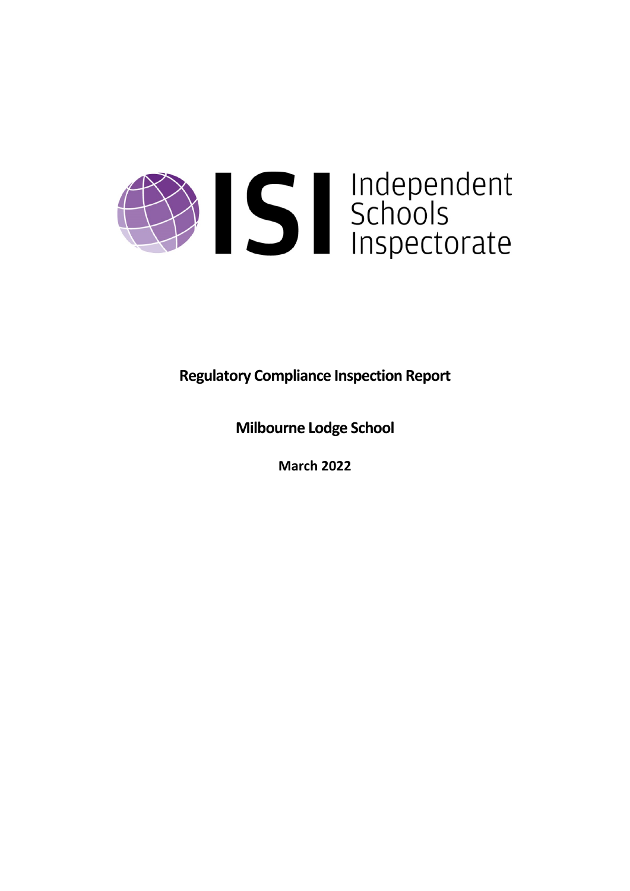Independent Schools Inspectorate

**Regulatory Compliance Inspection Report**

**Milbourne Lodge School**

**March 2022**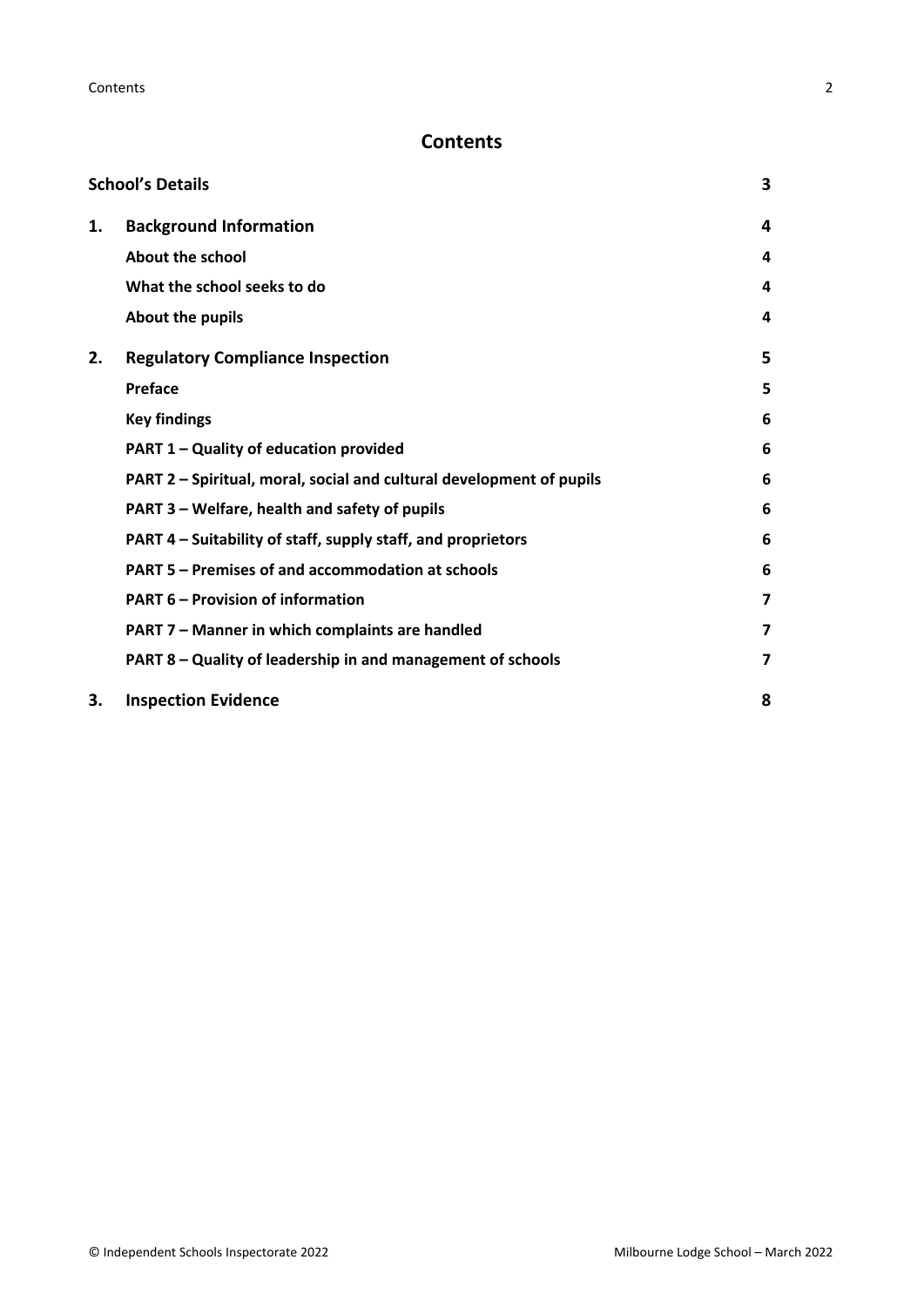# Contents

| | | |
|---|---|---|
| **School's Details** | | **3** |
| **1.** | **Background Information** | **4** |
| | **About the school** | **4** |
| | **What the school seeks to do** | **4** |
| | **About the pupils** | **4** |
| **2.** | **Regulatory Compliance Inspection** | **5** |
| | **Preface** | **5** |
| | **Key findings** | **6** |
| | **PART 1 – Quality of education provided** | **6** |
| | **PART 2 – Spiritual, moral, social and cultural development of pupils** | **6** |
| | **PART 3 – Welfare, health and safety of pupils** | **6** |
| | **PART 4 – Suitability of staff, supply staff, and proprietors** | **6** |
| | **PART 5 – Premises of and accommodation at schools** | **6** |
| | **PART 6 – Provision of information** | **7** |
| | **PART 7 – Manner in which complaints are handled** | **7** |
| | **PART 8 – Quality of leadership in and management of schools** | **7** |
| **3.** | **Inspection Evidence** | **8** |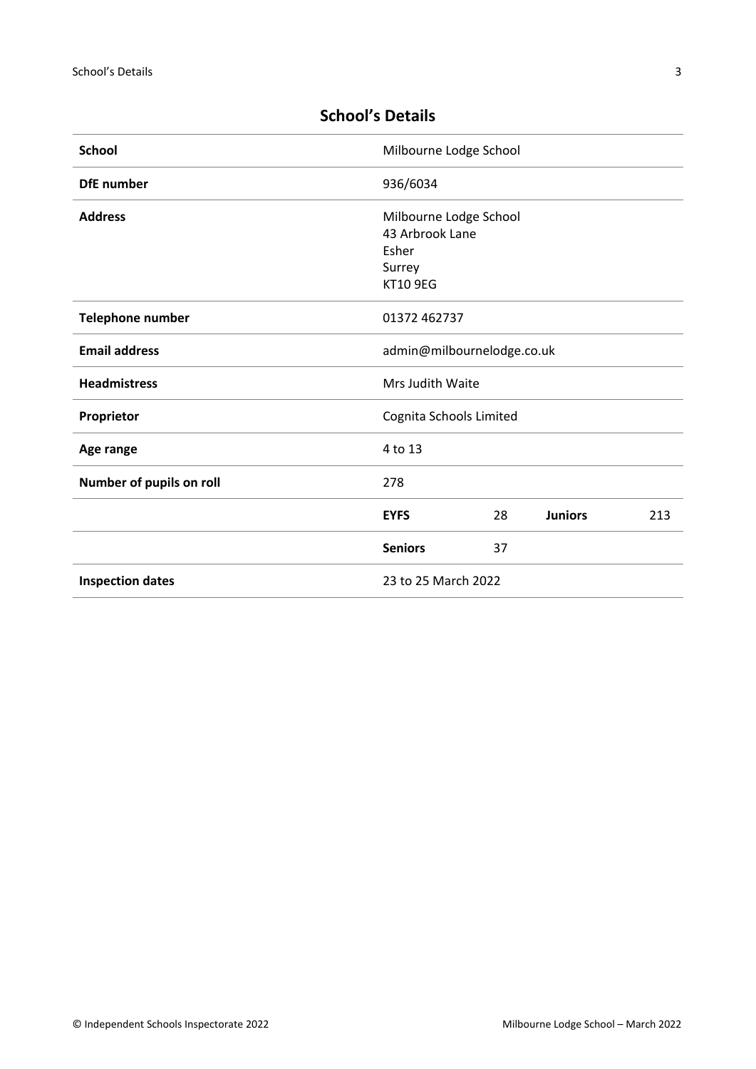## School's Details

| | | | | |
|---|---|---|---|---|
| **School** | Milbourne Lodge School | | | |
| **DfE number** | 936/6034 | | | |
| **Address** | Milbourne Lodge School<br>43 Arbrook Lane<br>Esher<br>Surrey<br>KT10 9EG | | | |
| **Telephone number** | 01372 462737 | | | |
| **Email address** | admin@milbournelodge.co.uk | | | |
| **Headmistress** | Mrs Judith Waite | | | |
| **Proprietor** | Cognita Schools Limited | | | |
| **Age range** | 4 to 13 | | | |
| **Number of pupils on roll** | 278 | | | |
| | **EYFS** | 28 | **Juniors** | 213 |
| | **Seniors** | 37 | | |
| **Inspection dates** | 23 to 25 March 2022 | | | |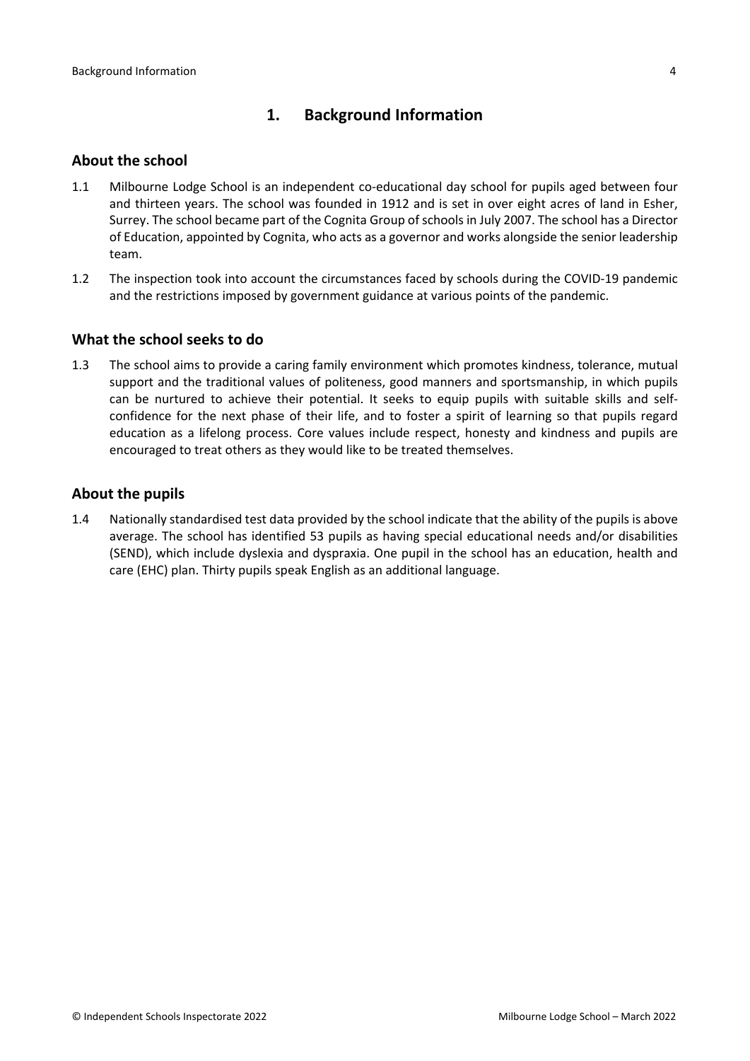# 1. Background Information

## About the school

1.1 Milbourne Lodge School is an independent co-educational day school for pupils aged between four and thirteen years. The school was founded in 1912 and is set in over eight acres of land in Esher, Surrey. The school became part of the Cognita Group of schools in July 2007. The school has a Director of Education, appointed by Cognita, who acts as a governor and works alongside the senior leadership team.

1.2 The inspection took into account the circumstances faced by schools during the COVID-19 pandemic and the restrictions imposed by government guidance at various points of the pandemic.

## What the school seeks to do

1.3 The school aims to provide a caring family environment which promotes kindness, tolerance, mutual support and the traditional values of politeness, good manners and sportsmanship, in which pupils can be nurtured to achieve their potential. It seeks to equip pupils with suitable skills and self-confidence for the next phase of their life, and to foster a spirit of learning so that pupils regard education as a lifelong process. Core values include respect, honesty and kindness and pupils are encouraged to treat others as they would like to be treated themselves.

## About the pupils

1.4 Nationally standardised test data provided by the school indicate that the ability of the pupils is above average. The school has identified 53 pupils as having special educational needs and/or disabilities (SEND), which include dyslexia and dyspraxia. One pupil in the school has an education, health and care (EHC) plan. Thirty pupils speak English as an additional language.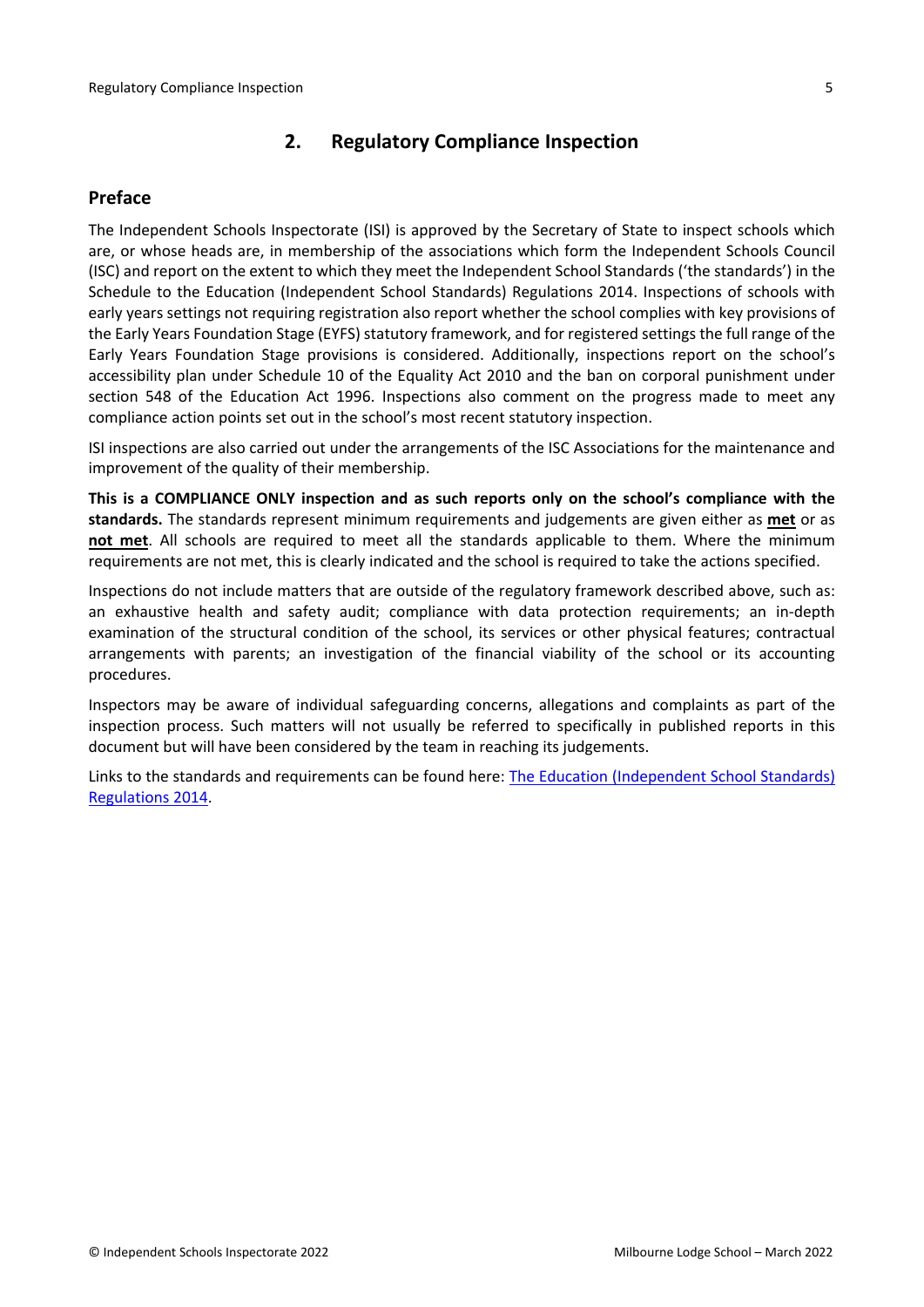## 2. Regulatory Compliance Inspection

### Preface

The Independent Schools Inspectorate (ISI) is approved by the Secretary of State to inspect schools which are, or whose heads are, in membership of the associations which form the Independent Schools Council (ISC) and report on the extent to which they meet the Independent School Standards ('the standards') in the Schedule to the Education (Independent School Standards) Regulations 2014. Inspections of schools with early years settings not requiring registration also report whether the school complies with key provisions of the Early Years Foundation Stage (EYFS) statutory framework, and for registered settings the full range of the Early Years Foundation Stage provisions is considered. Additionally, inspections report on the school's accessibility plan under Schedule 10 of the Equality Act 2010 and the ban on corporal punishment under section 548 of the Education Act 1996. Inspections also comment on the progress made to meet any compliance action points set out in the school's most recent statutory inspection.

ISI inspections are also carried out under the arrangements of the ISC Associations for the maintenance and improvement of the quality of their membership.

**This is a COMPLIANCE ONLY inspection and as such reports only on the school's compliance with the standards.** The standards represent minimum requirements and judgements are given either as **met** or as **not met**. All schools are required to meet all the standards applicable to them. Where the minimum requirements are not met, this is clearly indicated and the school is required to take the actions specified.

Inspections do not include matters that are outside of the regulatory framework described above, such as: an exhaustive health and safety audit; compliance with data protection requirements; an in-depth examination of the structural condition of the school, its services or other physical features; contractual arrangements with parents; an investigation of the financial viability of the school or its accounting procedures.

Inspectors may be aware of individual safeguarding concerns, allegations and complaints as part of the inspection process. Such matters will not usually be referred to specifically in published reports in this document but will have been considered by the team in reaching its judgements.

Links to the standards and requirements can be found here: [The Education (Independent School Standards) Regulations 2014](#).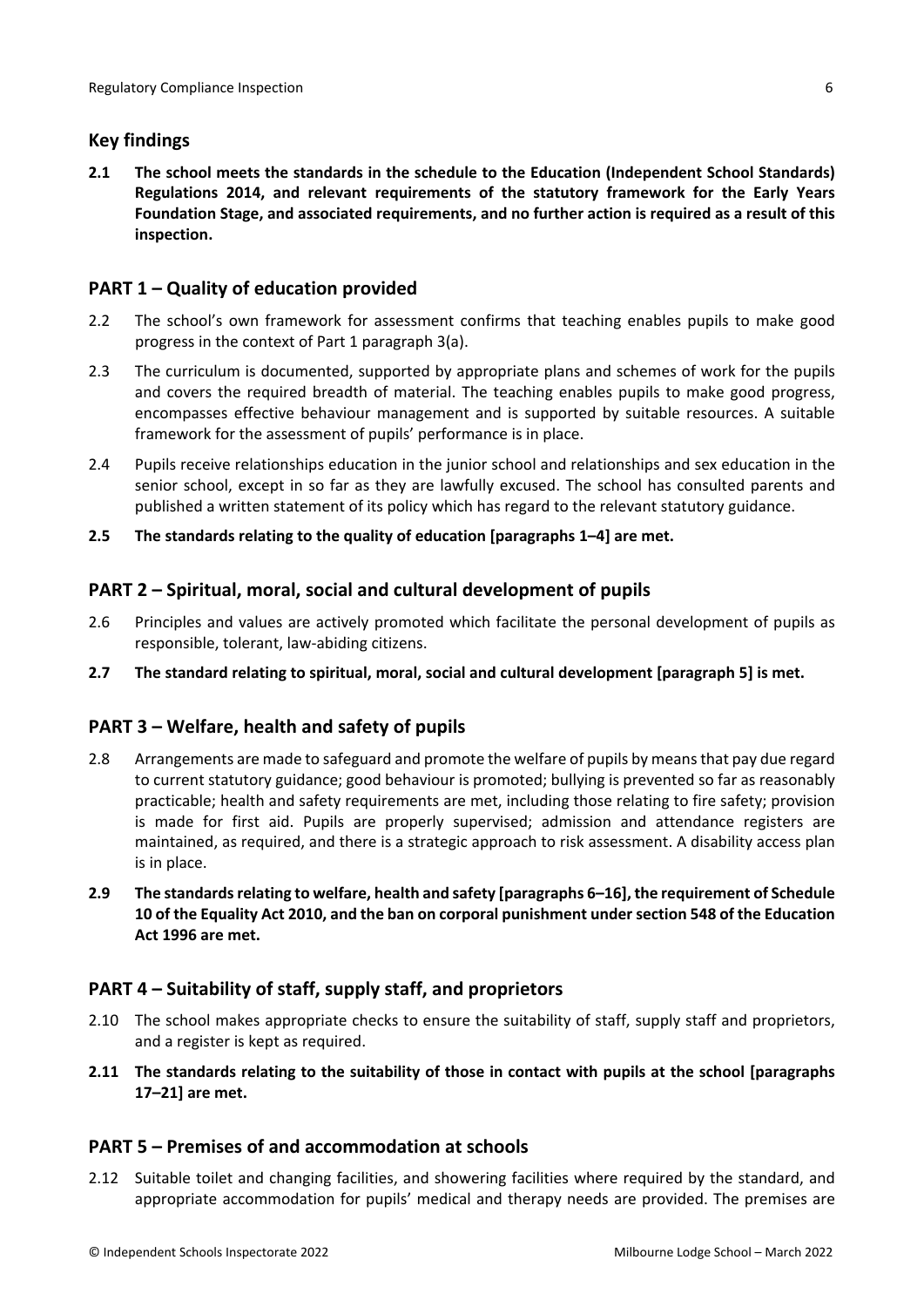## Key findings

**2.1 The school meets the standards in the schedule to the Education (Independent School Standards) Regulations 2014, and relevant requirements of the statutory framework for the Early Years Foundation Stage, and associated requirements, and no further action is required as a result of this inspection.**

## PART 1 – Quality of education provided

2.2 The school's own framework for assessment confirms that teaching enables pupils to make good progress in the context of Part 1 paragraph 3(a).

2.3 The curriculum is documented, supported by appropriate plans and schemes of work for the pupils and covers the required breadth of material. The teaching enables pupils to make good progress, encompasses effective behaviour management and is supported by suitable resources. A suitable framework for the assessment of pupils' performance is in place.

2.4 Pupils receive relationships education in the junior school and relationships and sex education in the senior school, except in so far as they are lawfully excused. The school has consulted parents and published a written statement of its policy which has regard to the relevant statutory guidance.

**2.5 The standards relating to the quality of education [paragraphs 1–4] are met.**

## PART 2 – Spiritual, moral, social and cultural development of pupils

2.6 Principles and values are actively promoted which facilitate the personal development of pupils as responsible, tolerant, law-abiding citizens.

**2.7 The standard relating to spiritual, moral, social and cultural development [paragraph 5] is met.**

## PART 3 – Welfare, health and safety of pupils

2.8 Arrangements are made to safeguard and promote the welfare of pupils by means that pay due regard to current statutory guidance; good behaviour is promoted; bullying is prevented so far as reasonably practicable; health and safety requirements are met, including those relating to fire safety; provision is made for first aid. Pupils are properly supervised; admission and attendance registers are maintained, as required, and there is a strategic approach to risk assessment. A disability access plan is in place.

**2.9 The standards relating to welfare, health and safety [paragraphs 6–16], the requirement of Schedule 10 of the Equality Act 2010, and the ban on corporal punishment under section 548 of the Education Act 1996 are met.**

## PART 4 – Suitability of staff, supply staff, and proprietors

2.10 The school makes appropriate checks to ensure the suitability of staff, supply staff and proprietors, and a register is kept as required.

**2.11 The standards relating to the suitability of those in contact with pupils at the school [paragraphs 17–21] are met.**

## PART 5 – Premises of and accommodation at schools

2.12 Suitable toilet and changing facilities, and showering facilities where required by the standard, and appropriate accommodation for pupils' medical and therapy needs are provided. The premises are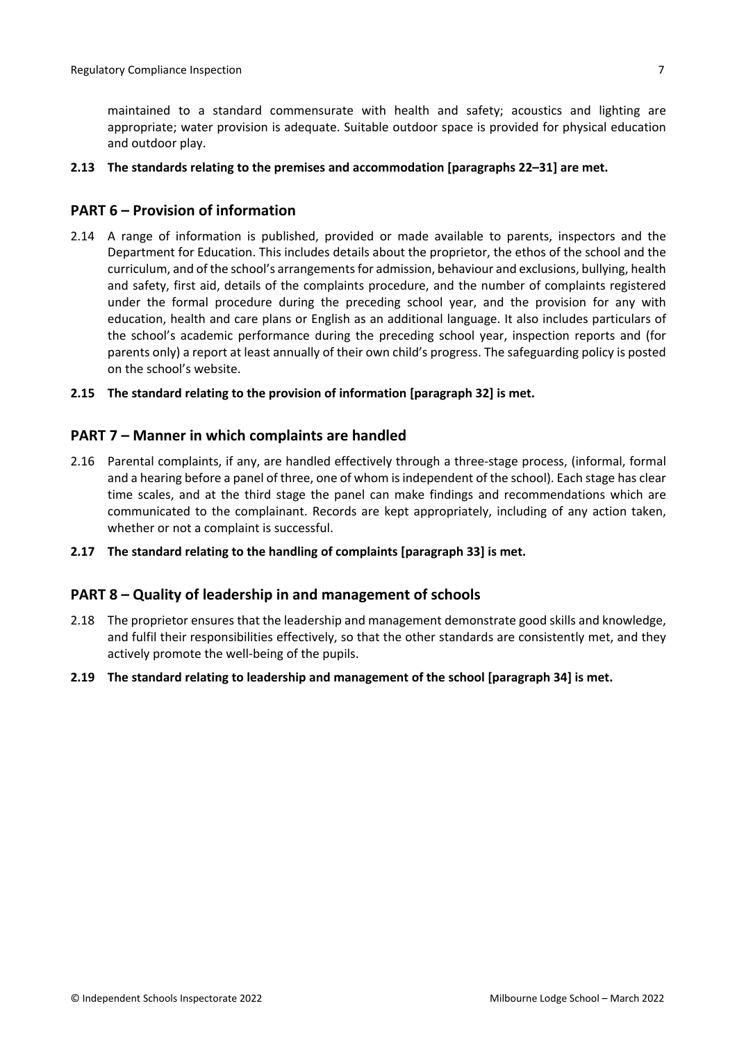maintained to a standard commensurate with health and safety; acoustics and lighting are appropriate; water provision is adequate. Suitable outdoor space is provided for physical education and outdoor play.

**2.13 The standards relating to the premises and accommodation [paragraphs 22–31] are met.**

## PART 6 – Provision of information

2.14 A range of information is published, provided or made available to parents, inspectors and the Department for Education. This includes details about the proprietor, the ethos of the school and the curriculum, and of the school's arrangements for admission, behaviour and exclusions, bullying, health and safety, first aid, details of the complaints procedure, and the number of complaints registered under the formal procedure during the preceding school year, and the provision for any with education, health and care plans or English as an additional language. It also includes particulars of the school's academic performance during the preceding school year, inspection reports and (for parents only) a report at least annually of their own child's progress. The safeguarding policy is posted on the school's website.

**2.15 The standard relating to the provision of information [paragraph 32] is met.**

## PART 7 – Manner in which complaints are handled

2.16 Parental complaints, if any, are handled effectively through a three-stage process, (informal, formal and a hearing before a panel of three, one of whom is independent of the school). Each stage has clear time scales, and at the third stage the panel can make findings and recommendations which are communicated to the complainant. Records are kept appropriately, including of any action taken, whether or not a complaint is successful.

**2.17 The standard relating to the handling of complaints [paragraph 33] is met.**

## PART 8 – Quality of leadership in and management of schools

2.18 The proprietor ensures that the leadership and management demonstrate good skills and knowledge, and fulfil their responsibilities effectively, so that the other standards are consistently met, and they actively promote the well-being of the pupils.

**2.19 The standard relating to leadership and management of the school [paragraph 34] is met.**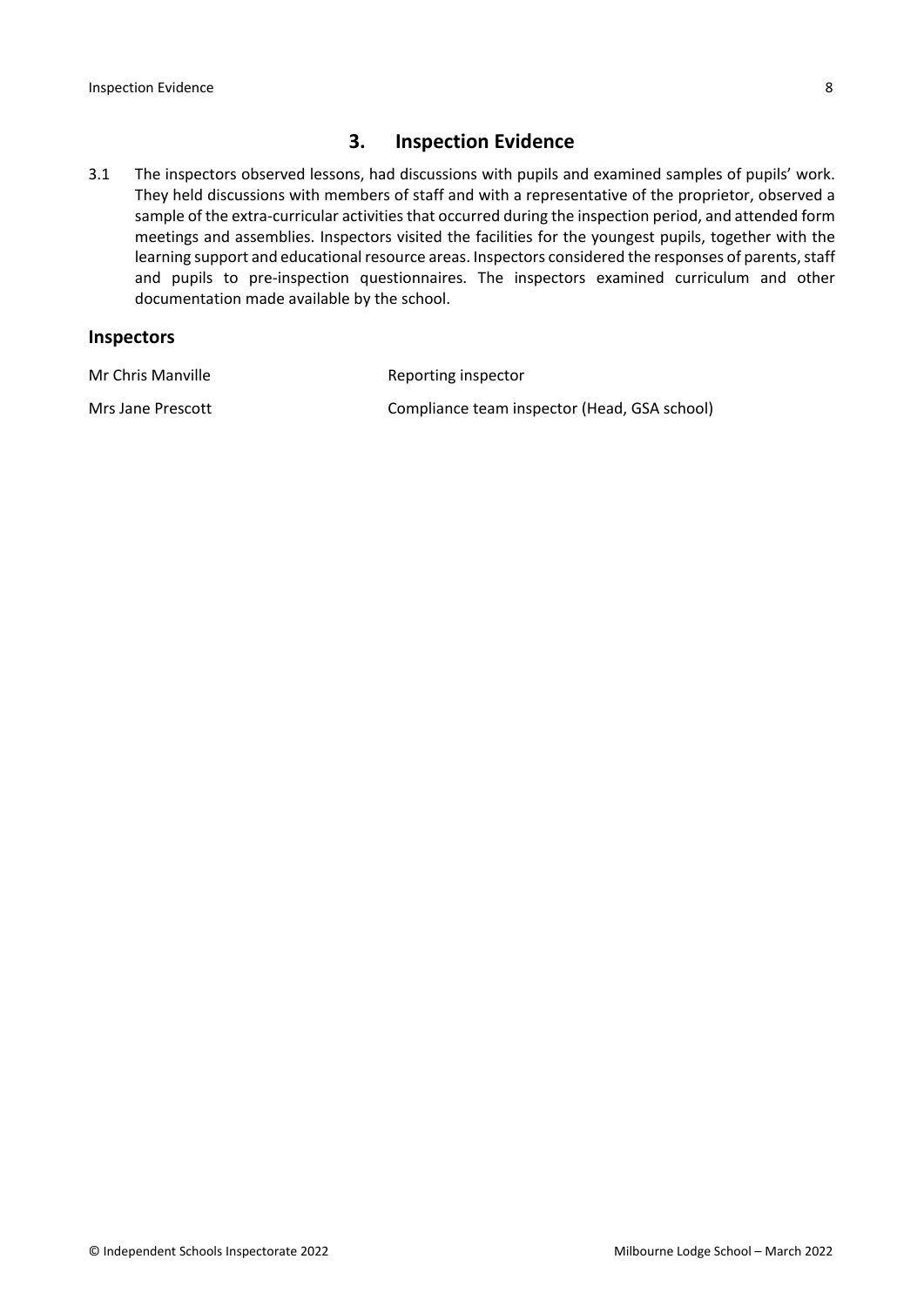## 3. Inspection Evidence

3.1 The inspectors observed lessons, had discussions with pupils and examined samples of pupils' work. They held discussions with members of staff and with a representative of the proprietor, observed a sample of the extra-curricular activities that occurred during the inspection period, and attended form meetings and assemblies. Inspectors visited the facilities for the youngest pupils, together with the learning support and educational resource areas. Inspectors considered the responses of parents, staff and pupils to pre-inspection questionnaires. The inspectors examined curriculum and other documentation made available by the school.

### Inspectors

| | |
|---|---|
| Mr Chris Manville | Reporting inspector |
| Mrs Jane Prescott | Compliance team inspector (Head, GSA school) |